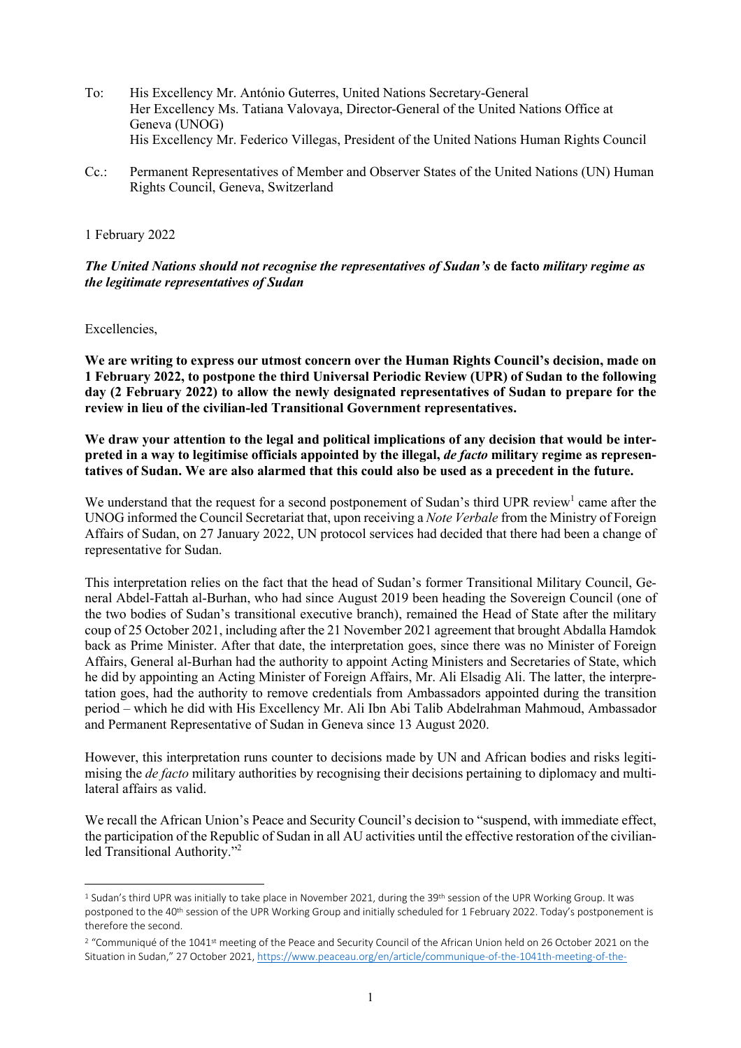To: His Excellency Mr. António Guterres, United Nations Secretary-General
Her Excellency Ms. Tatiana Valovaya, Director-General of the United Nations Office at Geneva (UNOG)
His Excellency Mr. Federico Villegas, President of the United Nations Human Rights Council

Cc.: Permanent Representatives of Member and Observer States of the United Nations (UN) Human Rights Council, Geneva, Switzerland

1 February 2022

***The United Nations should not recognise the representatives of Sudan's* de facto *military regime as the legitimate representatives of Sudan***

Excellencies,

**We are writing to express our utmost concern over the Human Rights Council's decision, made on 1 February 2022, to postpone the third Universal Periodic Review (UPR) of Sudan to the following day (2 February 2022) to allow the newly designated representatives of Sudan to prepare for the review in lieu of the civilian-led Transitional Government representatives.**

**We draw your attention to the legal and political implications of any decision that would be interpreted in a way to legitimise officials appointed by the illegal, *de facto* military regime as representatives of Sudan. We are also alarmed that this could also be used as a precedent in the future.**

We understand that the request for a second postponement of Sudan's third UPR review[1] came after the UNOG informed the Council Secretariat that, upon receiving a *Note Verbale* from the Ministry of Foreign Affairs of Sudan, on 27 January 2022, UN protocol services had decided that there had been a change of representative for Sudan.

This interpretation relies on the fact that the head of Sudan's former Transitional Military Council, General Abdel-Fattah al-Burhan, who had since August 2019 been heading the Sovereign Council (one of the two bodies of Sudan's transitional executive branch), remained the Head of State after the military coup of 25 October 2021, including after the 21 November 2021 agreement that brought Abdalla Hamdok back as Prime Minister. After that date, the interpretation goes, since there was no Minister of Foreign Affairs, General al-Burhan had the authority to appoint Acting Ministers and Secretaries of State, which he did by appointing an Acting Minister of Foreign Affairs, Mr. Ali Elsadig Ali. The latter, the interpretation goes, had the authority to remove credentials from Ambassadors appointed during the transition period – which he did with His Excellency Mr. Ali Ibn Abi Talib Abdelrahman Mahmoud, Ambassador and Permanent Representative of Sudan in Geneva since 13 August 2020.

However, this interpretation runs counter to decisions made by UN and African bodies and risks legitimising the *de facto* military authorities by recognising their decisions pertaining to diplomacy and multilateral affairs as valid.

We recall the African Union's Peace and Security Council's decision to "suspend, with immediate effect, the participation of the Republic of Sudan in all AU activities until the effective restoration of the civilian-led Transitional Authority."[2]

---

[1] Sudan's third UPR was initially to take place in November 2021, during the 39th session of the UPR Working Group. It was postponed to the 40th session of the UPR Working Group and initially scheduled for 1 February 2022. Today's postponement is therefore the second.

[2] "Communiqué of the 1041st meeting of the Peace and Security Council of the African Union held on 26 October 2021 on the Situation in Sudan," 27 October 2021, https://www.peaceau.org/en/article/communique-of-the-1041th-meeting-of-the-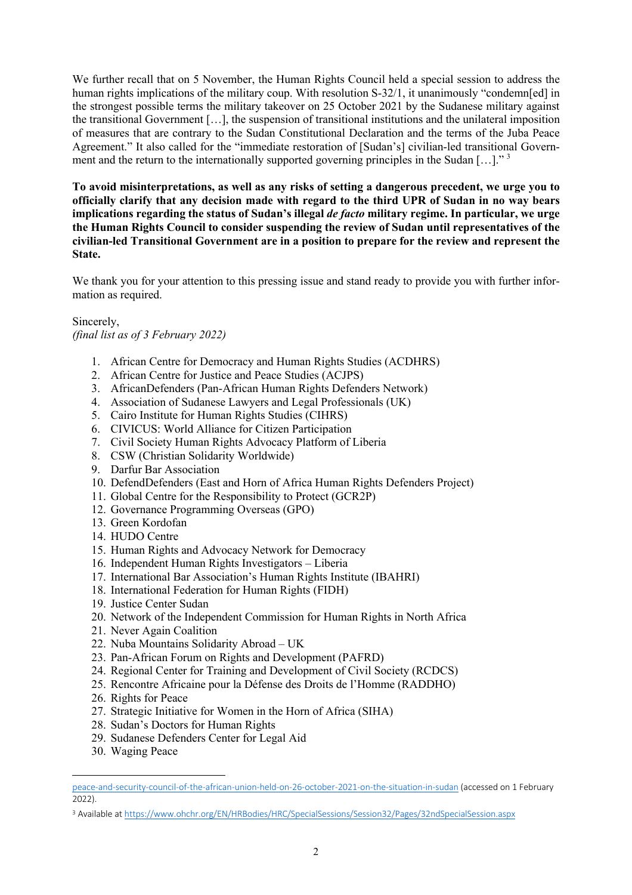We further recall that on 5 November, the Human Rights Council held a special session to address the human rights implications of the military coup. With resolution S-32/1, it unanimously "condemn[ed] in the strongest possible terms the military takeover on 25 October 2021 by the Sudanese military against the transitional Government […], the suspension of transitional institutions and the unilateral imposition of measures that are contrary to the Sudan Constitutional Declaration and the terms of the Juba Peace Agreement." It also called for the "immediate restoration of [Sudan's] civilian-led transitional Government and the return to the internationally supported governing principles in the Sudan […]." [3]

**To avoid misinterpretations, as well as any risks of setting a dangerous precedent, we urge you to officially clarify that any decision made with regard to the third UPR of Sudan in no way bears implications regarding the status of Sudan's illegal *de facto* military regime. In particular, we urge the Human Rights Council to consider suspending the review of Sudan until representatives of the civilian-led Transitional Government are in a position to prepare for the review and represent the State.**

We thank you for your attention to this pressing issue and stand ready to provide you with further information as required.

Sincerely,
*(final list as of 3 February 2022)*

1. African Centre for Democracy and Human Rights Studies (ACDHRS)
2. African Centre for Justice and Peace Studies (ACJPS)
3. AfricanDefenders (Pan-African Human Rights Defenders Network)
4. Association of Sudanese Lawyers and Legal Professionals (UK)
5. Cairo Institute for Human Rights Studies (CIHRS)
6. CIVICUS: World Alliance for Citizen Participation
7. Civil Society Human Rights Advocacy Platform of Liberia
8. CSW (Christian Solidarity Worldwide)
9. Darfur Bar Association
10. DefendDefenders (East and Horn of Africa Human Rights Defenders Project)
11. Global Centre for the Responsibility to Protect (GCR2P)
12. Governance Programming Overseas (GPO)
13. Green Kordofan
14. HUDO Centre
15. Human Rights and Advocacy Network for Democracy
16. Independent Human Rights Investigators – Liberia
17. International Bar Association's Human Rights Institute (IBAHRI)
18. International Federation for Human Rights (FIDH)
19. Justice Center Sudan
20. Network of the Independent Commission for Human Rights in North Africa
21. Never Again Coalition
22. Nuba Mountains Solidarity Abroad – UK
23. Pan-African Forum on Rights and Development (PAFRD)
24. Regional Center for Training and Development of Civil Society (RCDCS)
25. Rencontre Africaine pour la Défense des Droits de l'Homme (RADDHO)
26. Rights for Peace
27. Strategic Initiative for Women in the Horn of Africa (SIHA)
28. Sudan's Doctors for Human Rights
29. Sudanese Defenders Center for Legal Aid
30. Waging Peace

---

peace-and-security-council-of-the-african-union-held-on-26-october-2021-on-the-situation-in-sudan (accessed on 1 February 2022).

[3] Available at https://www.ohchr.org/EN/HRBodies/HRC/SpecialSessions/Session32/Pages/32ndSpecialSession.aspx